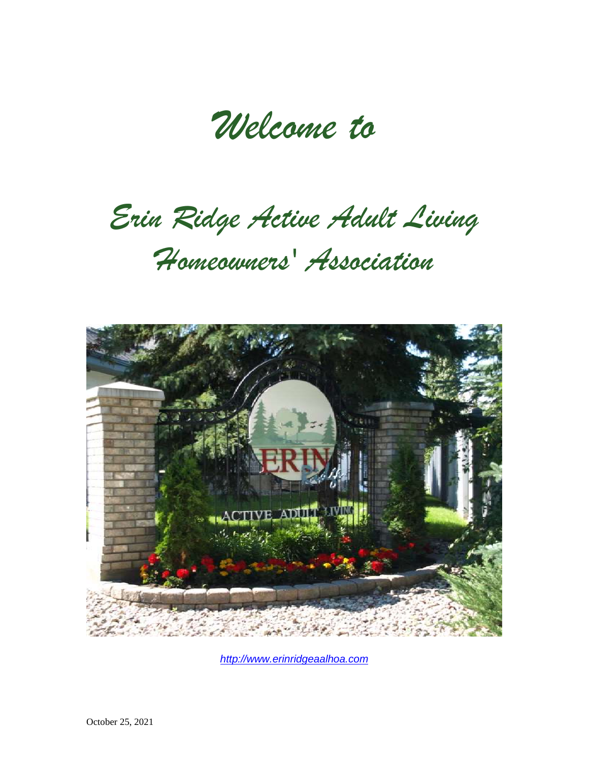# *Welcome to*

# *Erin Ridge Active Adult Living Homeowners' Association*

[http://www.erinridgeaalhoa.com](http://www.erinridgeaalhoa.com)

October 25, 2021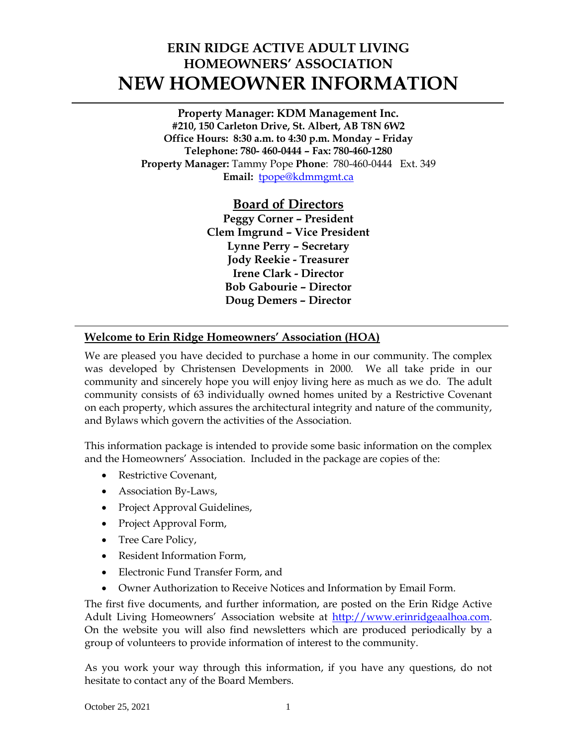# ERIN RIDGE ACTIVE ADULT LIVING HOMEOWNERS' ASSOCIATION

# NEW HOMEOWNER INFORMATION

**Property Manager: KDM Management Inc.**
**#210, 150 Carleton Drive, St. Albert, AB T8N 6W2**
**Office Hours: 8:30 a.m. to 4:30 p.m. Monday – Friday**
**Telephone: 780- 460-0444 – Fax: 780-460-1280**
**Property Manager:** Tammy Pope **Phone**: 780-460-0444 Ext. 349
**Email:** tpope@kdmmgmt.ca

## Board of Directors

**Peggy Corner – President**
**Clem Imgrund – Vice President**
**Lynne Perry – Secretary**
**Jody Reekie - Treasurer**
**Irene Clark - Director**
**Bob Gabourie – Director**
**Doug Demers – Director**

## Welcome to Erin Ridge Homeowners' Association (HOA)

We are pleased you have decided to purchase a home in our community. The complex was developed by Christensen Developments in 2000. We all take pride in our community and sincerely hope you will enjoy living here as much as we do. The adult community consists of 63 individually owned homes united by a Restrictive Covenant on each property, which assures the architectural integrity and nature of the community, and Bylaws which govern the activities of the Association.

This information package is intended to provide some basic information on the complex and the Homeowners' Association. Included in the package are copies of the:

- Restrictive Covenant,
- Association By-Laws,
- Project Approval Guidelines,
- Project Approval Form,
- Tree Care Policy,
- Resident Information Form,
- Electronic Fund Transfer Form, and
- Owner Authorization to Receive Notices and Information by Email Form.

The first five documents, and further information, are posted on the Erin Ridge Active Adult Living Homeowners' Association website at http://www.erinridgeaalhoa.com. On the website you will also find newsletters which are produced periodically by a group of volunteers to provide information of interest to the community.

As you work your way through this information, if you have any questions, do not hesitate to contact any of the Board Members.

October 25, 2021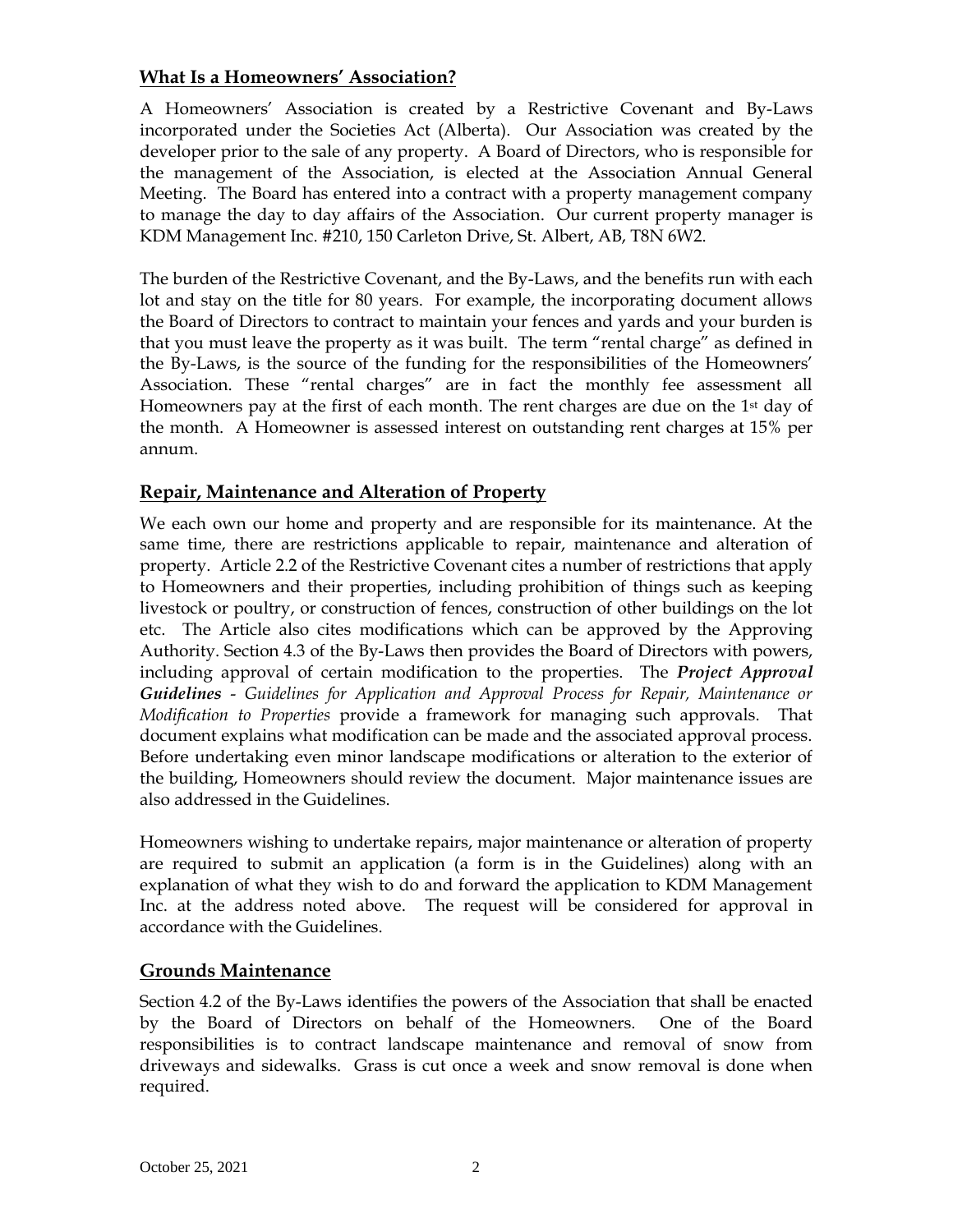## **What Is a Homeowners' Association?**

A Homeowners' Association is created by a Restrictive Covenant and By-Laws incorporated under the Societies Act (Alberta). Our Association was created by the developer prior to the sale of any property. A Board of Directors, who is responsible for the management of the Association, is elected at the Association Annual General Meeting. The Board has entered into a contract with a property management company to manage the day to day affairs of the Association. Our current property manager is KDM Management Inc. #210, 150 Carleton Drive, St. Albert, AB, T8N 6W2.

The burden of the Restrictive Covenant, and the By-Laws, and the benefits run with each lot and stay on the title for 80 years. For example, the incorporating document allows the Board of Directors to contract to maintain your fences and yards and your burden is that you must leave the property as it was built. The term "rental charge" as defined in the By-Laws, is the source of the funding for the responsibilities of the Homeowners' Association. These "rental charges" are in fact the monthly fee assessment all Homeowners pay at the first of each month. The rent charges are due on the 1st day of the month. A Homeowner is assessed interest on outstanding rent charges at 15% per annum.

## **Repair, Maintenance and Alteration of Property**

We each own our home and property and are responsible for its maintenance. At the same time, there are restrictions applicable to repair, maintenance and alteration of property. Article 2.2 of the Restrictive Covenant cites a number of restrictions that apply to Homeowners and their properties, including prohibition of things such as keeping livestock or poultry, or construction of fences, construction of other buildings on the lot etc. The Article also cites modifications which can be approved by the Approving Authority. Section 4.3 of the By-Laws then provides the Board of Directors with powers, including approval of certain modification to the properties. The ***Project Approval Guidelines*** - *Guidelines for Application and Approval Process for Repair, Maintenance or Modification to Properties* provide a framework for managing such approvals. That document explains what modification can be made and the associated approval process. Before undertaking even minor landscape modifications or alteration to the exterior of the building, Homeowners should review the document. Major maintenance issues are also addressed in the Guidelines.

Homeowners wishing to undertake repairs, major maintenance or alteration of property are required to submit an application (a form is in the Guidelines) along with an explanation of what they wish to do and forward the application to KDM Management Inc. at the address noted above. The request will be considered for approval in accordance with the Guidelines.

## **Grounds Maintenance**

Section 4.2 of the By-Laws identifies the powers of the Association that shall be enacted by the Board of Directors on behalf of the Homeowners. One of the Board responsibilities is to contract landscape maintenance and removal of snow from driveways and sidewalks. Grass is cut once a week and snow removal is done when required.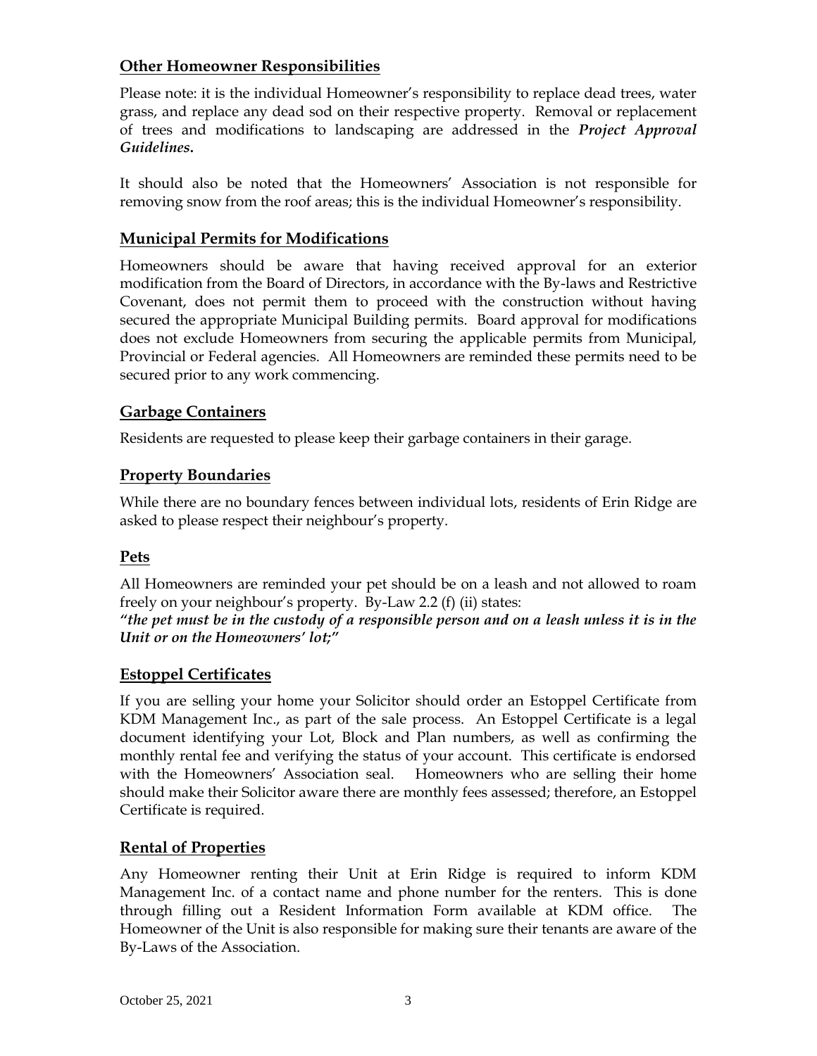## Other Homeowner Responsibilities

Please note: it is the individual Homeowner's responsibility to replace dead trees, water grass, and replace any dead sod on their respective property. Removal or replacement of trees and modifications to landscaping are addressed in the ***Project Approval Guidelines.***

It should also be noted that the Homeowners' Association is not responsible for removing snow from the roof areas; this is the individual Homeowner's responsibility.

## Municipal Permits for Modifications

Homeowners should be aware that having received approval for an exterior modification from the Board of Directors, in accordance with the By-laws and Restrictive Covenant, does not permit them to proceed with the construction without having secured the appropriate Municipal Building permits. Board approval for modifications does not exclude Homeowners from securing the applicable permits from Municipal, Provincial or Federal agencies. All Homeowners are reminded these permits need to be secured prior to any work commencing.

## Garbage Containers

Residents are requested to please keep their garbage containers in their garage.

## Property Boundaries

While there are no boundary fences between individual lots, residents of Erin Ridge are asked to please respect their neighbour's property.

## Pets

All Homeowners are reminded your pet should be on a leash and not allowed to roam freely on your neighbour's property. By-Law 2.2 (f) (ii) states:
***"the pet must be in the custody of a responsible person and on a leash unless it is in the Unit or on the Homeowners' lot;"***

## Estoppel Certificates

If you are selling your home your Solicitor should order an Estoppel Certificate from KDM Management Inc., as part of the sale process. An Estoppel Certificate is a legal document identifying your Lot, Block and Plan numbers, as well as confirming the monthly rental fee and verifying the status of your account. This certificate is endorsed with the Homeowners' Association seal. Homeowners who are selling their home should make their Solicitor aware there are monthly fees assessed; therefore, an Estoppel Certificate is required.

## Rental of Properties

Any Homeowner renting their Unit at Erin Ridge is required to inform KDM Management Inc. of a contact name and phone number for the renters. This is done through filling out a Resident Information Form available at KDM office. The Homeowner of the Unit is also responsible for making sure their tenants are aware of the By-Laws of the Association.

October 25, 2021